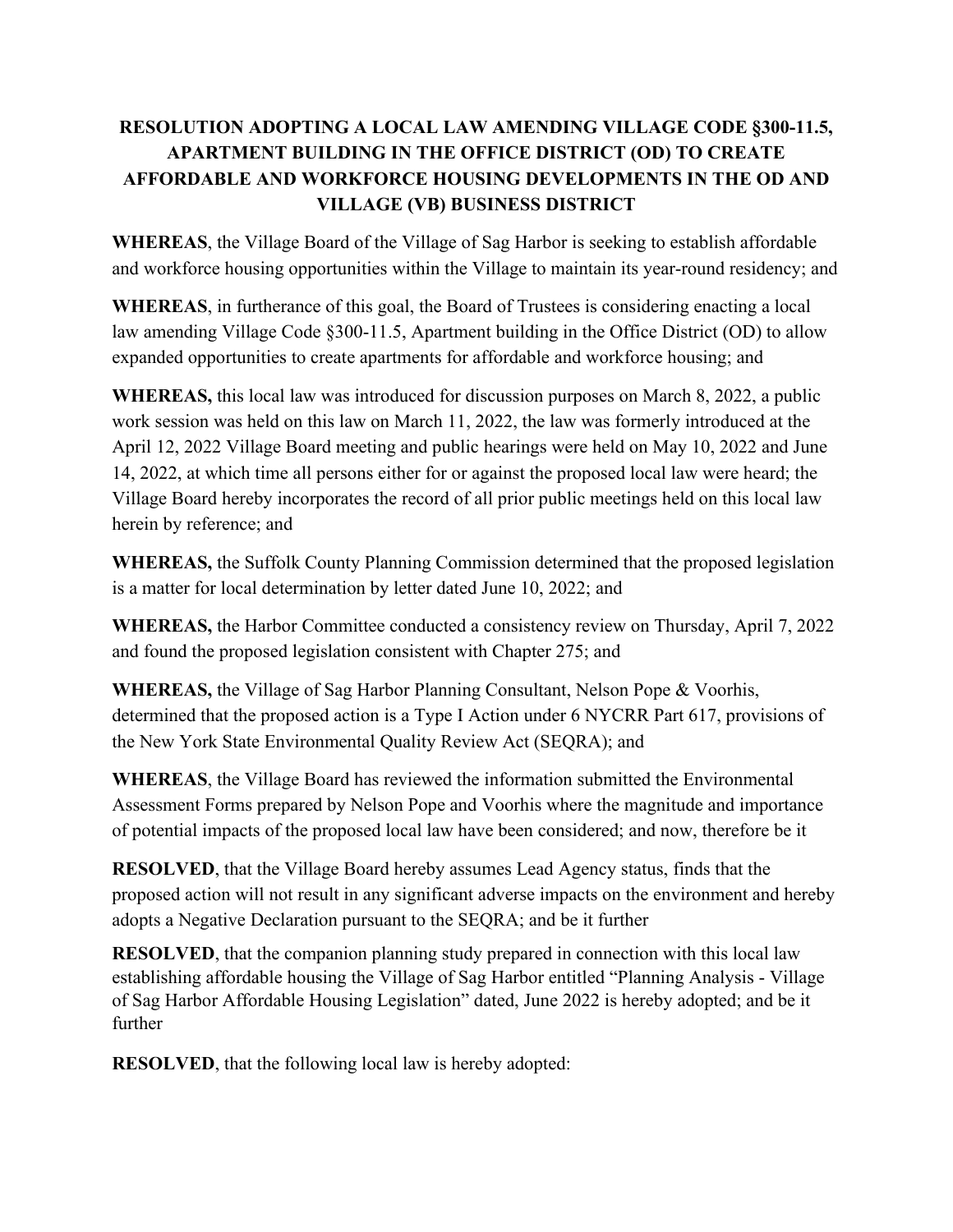# RESOLUTION ADOPTING A LOCAL LAW AMENDING VILLAGE CODE §300-11.5, APARTMENT BUILDING IN THE OFFICE DISTRICT (OD) TO CREATE AFFORDABLE AND WORKFORCE HOUSING DEVELOPMENTS IN THE OD AND VILLAGE (VB) BUSINESS DISTRICT

**WHEREAS**, the Village Board of the Village of Sag Harbor is seeking to establish affordable and workforce housing opportunities within the Village to maintain its year-round residency; and

**WHEREAS**, in furtherance of this goal, the Board of Trustees is considering enacting a local law amending Village Code §300-11.5, Apartment building in the Office District (OD) to allow expanded opportunities to create apartments for affordable and workforce housing; and

**WHEREAS,** this local law was introduced for discussion purposes on March 8, 2022, a public work session was held on this law on March 11, 2022, the law was formerly introduced at the April 12, 2022 Village Board meeting and public hearings were held on May 10, 2022 and June 14, 2022, at which time all persons either for or against the proposed local law were heard; the Village Board hereby incorporates the record of all prior public meetings held on this local law herein by reference; and

**WHEREAS,** the Suffolk County Planning Commission determined that the proposed legislation is a matter for local determination by letter dated June 10, 2022; and

**WHEREAS,** the Harbor Committee conducted a consistency review on Thursday, April 7, 2022 and found the proposed legislation consistent with Chapter 275; and

**WHEREAS,** the Village of Sag Harbor Planning Consultant, Nelson Pope & Voorhis, determined that the proposed action is a Type I Action under 6 NYCRR Part 617, provisions of the New York State Environmental Quality Review Act (SEQRA); and

**WHEREAS**, the Village Board has reviewed the information submitted the Environmental Assessment Forms prepared by Nelson Pope and Voorhis where the magnitude and importance of potential impacts of the proposed local law have been considered; and now, therefore be it

**RESOLVED**, that the Village Board hereby assumes Lead Agency status, finds that the proposed action will not result in any significant adverse impacts on the environment and hereby adopts a Negative Declaration pursuant to the SEQRA; and be it further

**RESOLVED**, that the companion planning study prepared in connection with this local law establishing affordable housing the Village of Sag Harbor entitled "Planning Analysis - Village of Sag Harbor Affordable Housing Legislation" dated, June 2022 is hereby adopted; and be it further

**RESOLVED**, that the following local law is hereby adopted: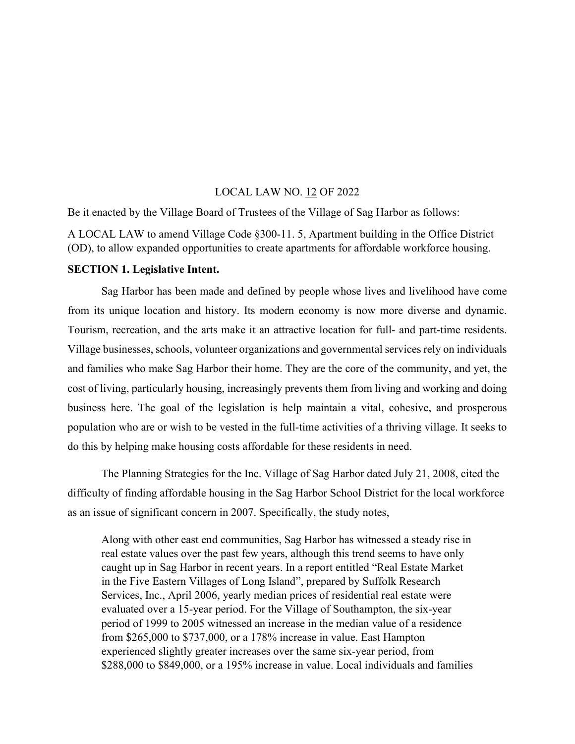LOCAL LAW NO. 12 OF 2022

Be it enacted by the Village Board of Trustees of the Village of Sag Harbor as follows:

A LOCAL LAW to amend Village Code §300-11. 5, Apartment building in the Office District (OD), to allow expanded opportunities to create apartments for affordable workforce housing.

**SECTION 1. Legislative Intent.**

Sag Harbor has been made and defined by people whose lives and livelihood have come from its unique location and history. Its modern economy is now more diverse and dynamic. Tourism, recreation, and the arts make it an attractive location for full- and part-time residents. Village businesses, schools, volunteer organizations and governmental services rely on individuals and families who make Sag Harbor their home. They are the core of the community, and yet, the cost of living, particularly housing, increasingly prevents them from living and working and doing business here. The goal of the legislation is help maintain a vital, cohesive, and prosperous population who are or wish to be vested in the full-time activities of a thriving village. It seeks to do this by helping make housing costs affordable for these residents in need.

The Planning Strategies for the Inc. Village of Sag Harbor dated July 21, 2008, cited the difficulty of finding affordable housing in the Sag Harbor School District for the local workforce as an issue of significant concern in 2007. Specifically, the study notes,

> Along with other east end communities, Sag Harbor has witnessed a steady rise in real estate values over the past few years, although this trend seems to have only caught up in Sag Harbor in recent years. In a report entitled "Real Estate Market in the Five Eastern Villages of Long Island", prepared by Suffolk Research Services, Inc., April 2006, yearly median prices of residential real estate were evaluated over a 15-year period. For the Village of Southampton, the six-year period of 1999 to 2005 witnessed an increase in the median value of a residence from $265,000 to $737,000, or a 178% increase in value. East Hampton experienced slightly greater increases over the same six-year period, from $288,000 to $849,000, or a 195% increase in value. Local individuals and families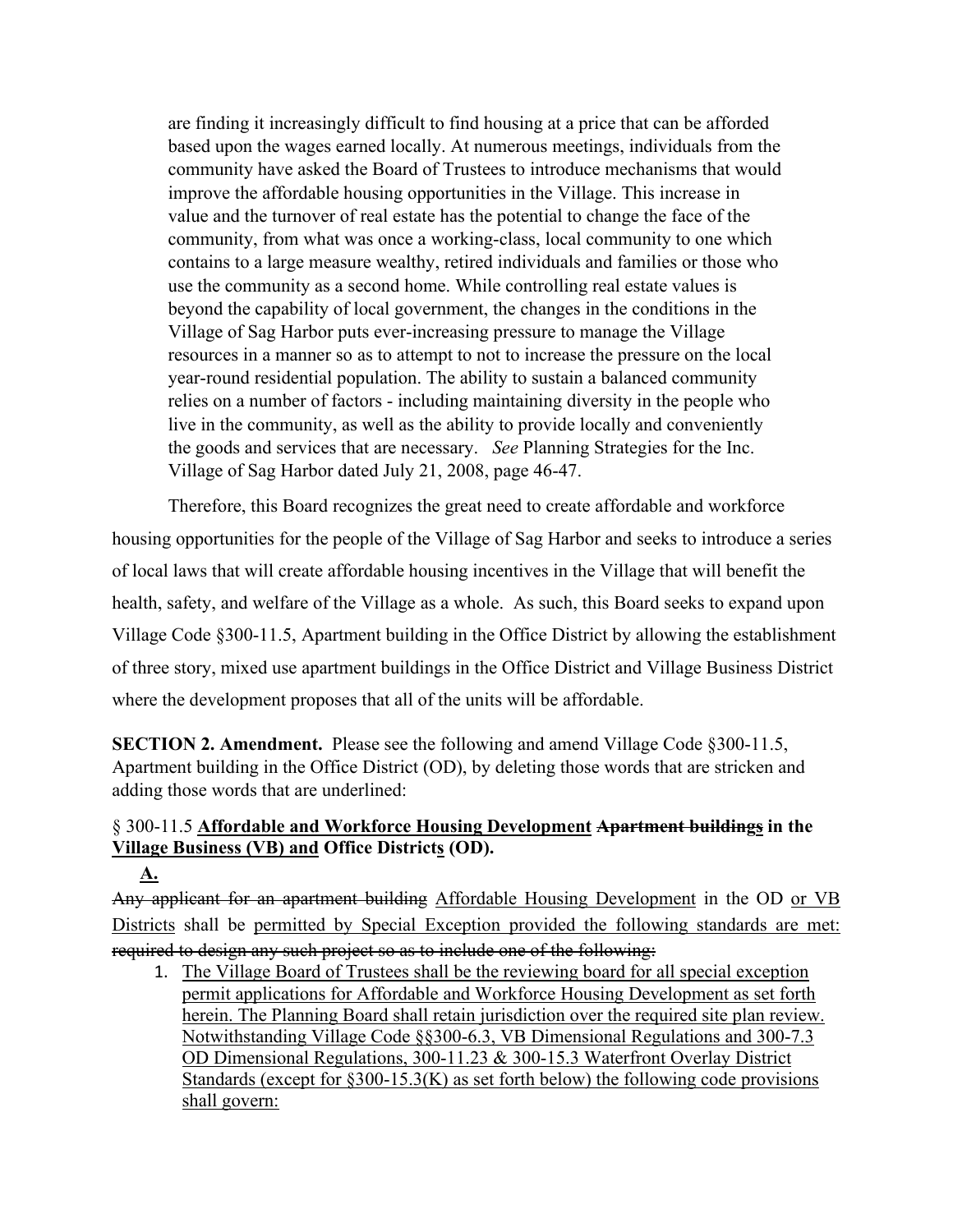are finding it increasingly difficult to find housing at a price that can be afforded based upon the wages earned locally. At numerous meetings, individuals from the community have asked the Board of Trustees to introduce mechanisms that would improve the affordable housing opportunities in the Village. This increase in value and the turnover of real estate has the potential to change the face of the community, from what was once a working-class, local community to one which contains to a large measure wealthy, retired individuals and families or those who use the community as a second home. While controlling real estate values is beyond the capability of local government, the changes in the conditions in the Village of Sag Harbor puts ever-increasing pressure to manage the Village resources in a manner so as to attempt to not to increase the pressure on the local year-round residential population. The ability to sustain a balanced community relies on a number of factors - including maintaining diversity in the people who live in the community, as well as the ability to provide locally and conveniently the goods and services that are necessary. *See* Planning Strategies for the Inc. Village of Sag Harbor dated July 21, 2008, page 46-47.

Therefore, this Board recognizes the great need to create affordable and workforce housing opportunities for the people of the Village of Sag Harbor and seeks to introduce a series of local laws that will create affordable housing incentives in the Village that will benefit the health, safety, and welfare of the Village as a whole. As such, this Board seeks to expand upon Village Code §300-11.5, Apartment building in the Office District by allowing the establishment of three story, mixed use apartment buildings in the Office District and Village Business District where the development proposes that all of the units will be affordable.

**SECTION 2. Amendment.** Please see the following and amend Village Code §300-11.5, Apartment building in the Office District (OD), by deleting those words that are stricken and adding those words that are underlined:

§ 300-11.5 <u>**Affordable and Workforce Housing Development**</u> ~~**Apartment buildings**~~ **in the** <u>**Village Business (VB) and**</u> **Office District**<u>**s**</u> **(OD).**

<u>**A.**</u>

~~Any applicant for an apartment building~~ <u>Affordable Housing Development</u> in the OD <u>or VB Districts</u> shall be <u>permitted by Special Exception provided the following standards are met:</u> ~~required to design any such project so as to include one of the following:~~

1. <u>The Village Board of Trustees shall be the reviewing board for all special exception permit applications for Affordable and Workforce Housing Development as set forth herein. The Planning Board shall retain jurisdiction over the required site plan review. Notwithstanding Village Code §§300-6.3, VB Dimensional Regulations and 300-7.3 OD Dimensional Regulations, 300-11.23 & 300-15.3 Waterfront Overlay District Standards (except for §300-15.3(K) as set forth below) the following code provisions shall govern:</u>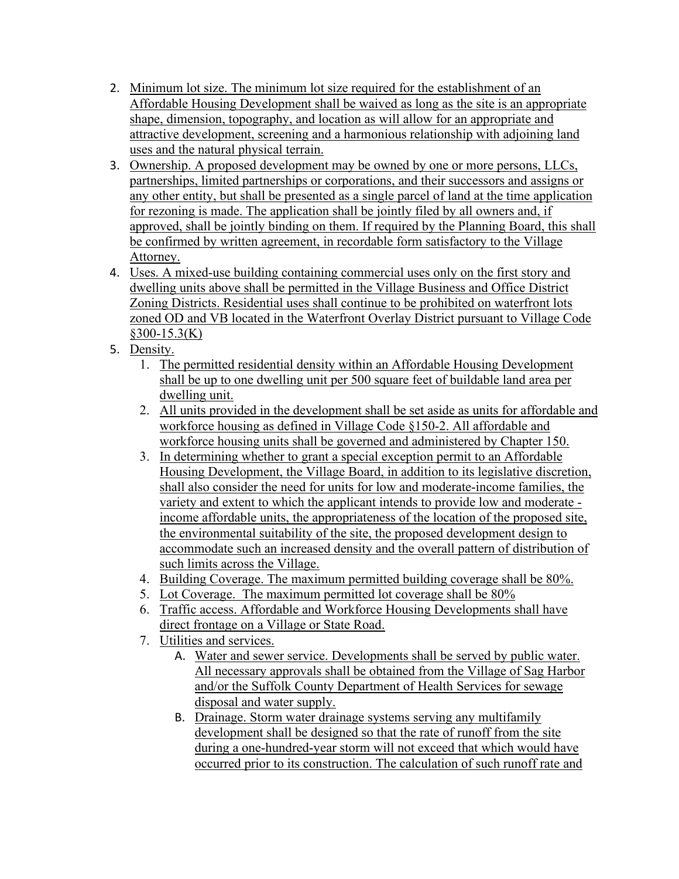2. Minimum lot size. The minimum lot size required for the establishment of an Affordable Housing Development shall be waived as long as the site is an appropriate shape, dimension, topography, and location as will allow for an appropriate and attractive development, screening and a harmonious relationship with adjoining land uses and the natural physical terrain.
3. Ownership. A proposed development may be owned by one or more persons, LLCs, partnerships, limited partnerships or corporations, and their successors and assigns or any other entity, but shall be presented as a single parcel of land at the time application for rezoning is made. The application shall be jointly filed by all owners and, if approved, shall be jointly binding on them. If required by the Planning Board, this shall be confirmed by written agreement, in recordable form satisfactory to the Village Attorney.
4. Uses. A mixed-use building containing commercial uses only on the first story and dwelling units above shall be permitted in the Village Business and Office District Zoning Districts. Residential uses shall continue to be prohibited on waterfront lots zoned OD and VB located in the Waterfront Overlay District pursuant to Village Code §300-15.3(K)
5. Density.
   1. The permitted residential density within an Affordable Housing Development shall be up to one dwelling unit per 500 square feet of buildable land area per dwelling unit.
   2. All units provided in the development shall be set aside as units for affordable and workforce housing as defined in Village Code §150-2. All affordable and workforce housing units shall be governed and administered by Chapter 150.
   3. In determining whether to grant a special exception permit to an Affordable Housing Development, the Village Board, in addition to its legislative discretion, shall also consider the need for units for low and moderate-income families, the variety and extent to which the applicant intends to provide low and moderate - income affordable units, the appropriateness of the location of the proposed site, the environmental suitability of the site, the proposed development design to accommodate such an increased density and the overall pattern of distribution of such limits across the Village.
   4. Building Coverage. The maximum permitted building coverage shall be 80%.
   5. Lot Coverage. The maximum permitted lot coverage shall be 80%
   6. Traffic access. Affordable and Workforce Housing Developments shall have direct frontage on a Village or State Road.
   7. Utilities and services.
      A. Water and sewer service. Developments shall be served by public water. All necessary approvals shall be obtained from the Village of Sag Harbor and/or the Suffolk County Department of Health Services for sewage disposal and water supply.
      B. Drainage. Storm water drainage systems serving any multifamily development shall be designed so that the rate of runoff from the site during a one-hundred-year storm will not exceed that which would have occurred prior to its construction. The calculation of such runoff rate and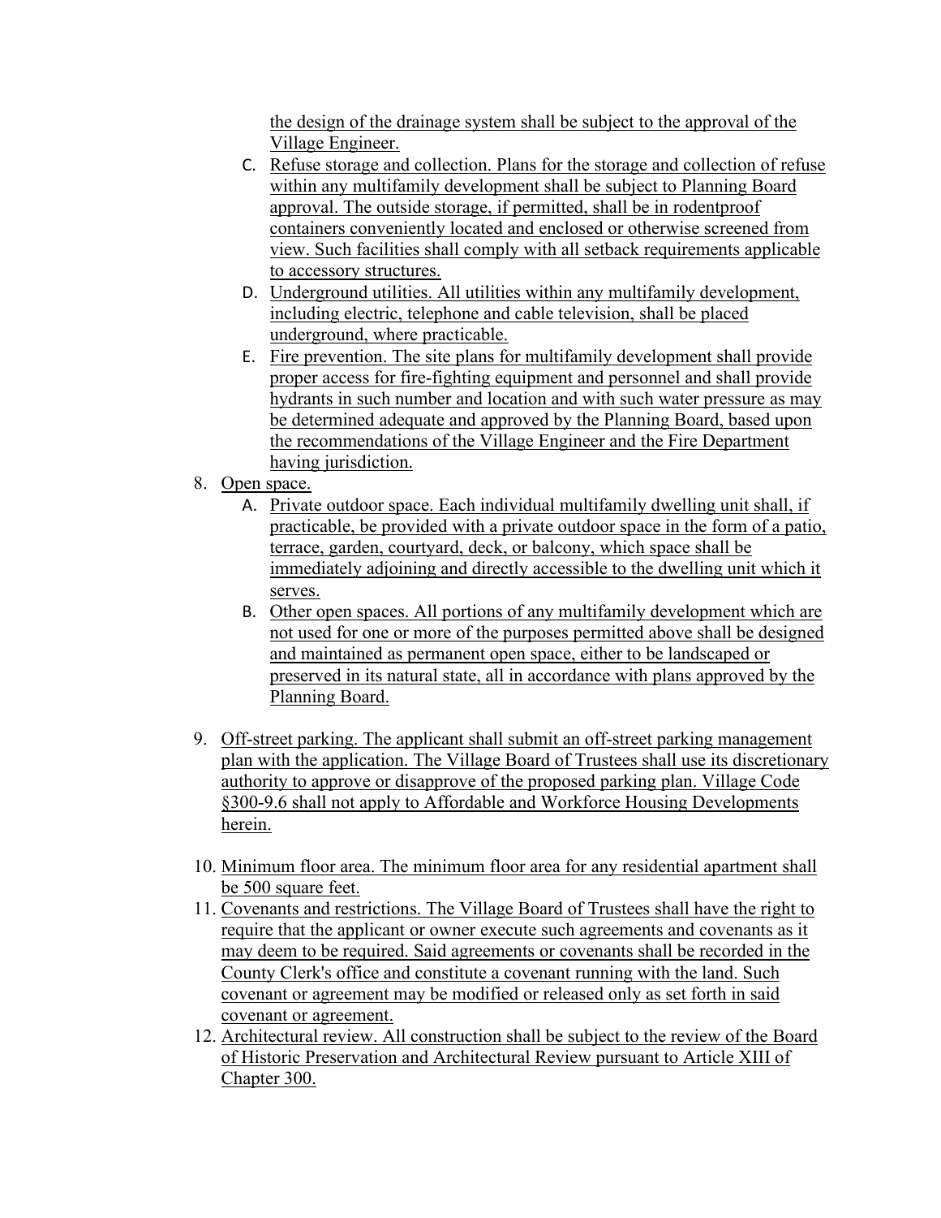the design of the drainage system shall be subject to the approval of the Village Engineer.

C. Refuse storage and collection. Plans for the storage and collection of refuse within any multifamily development shall be subject to Planning Board approval. The outside storage, if permitted, shall be in rodentproof containers conveniently located and enclosed or otherwise screened from view. Such facilities shall comply with all setback requirements applicable to accessory structures.

D. Underground utilities. All utilities within any multifamily development, including electric, telephone and cable television, shall be placed underground, where practicable.

E. Fire prevention. The site plans for multifamily development shall provide proper access for fire-fighting equipment and personnel and shall provide hydrants in such number and location and with such water pressure as may be determined adequate and approved by the Planning Board, based upon the recommendations of the Village Engineer and the Fire Department having jurisdiction.

8. Open space.
   - A. Private outdoor space. Each individual multifamily dwelling unit shall, if practicable, be provided with a private outdoor space in the form of a patio, terrace, garden, courtyard, deck, or balcony, which space shall be immediately adjoining and directly accessible to the dwelling unit which it serves.
   - B. Other open spaces. All portions of any multifamily development which are not used for one or more of the purposes permitted above shall be designed and maintained as permanent open space, either to be landscaped or preserved in its natural state, all in accordance with plans approved by the Planning Board.

9. Off-street parking. The applicant shall submit an off-street parking management plan with the application. The Village Board of Trustees shall use its discretionary authority to approve or disapprove of the proposed parking plan. Village Code §300-9.6 shall not apply to Affordable and Workforce Housing Developments herein.

10. Minimum floor area. The minimum floor area for any residential apartment shall be 500 square feet.

11. Covenants and restrictions. The Village Board of Trustees shall have the right to require that the applicant or owner execute such agreements and covenants as it may deem to be required. Said agreements or covenants shall be recorded in the County Clerk's office and constitute a covenant running with the land. Such covenant or agreement may be modified or released only as set forth in said covenant or agreement.

12. Architectural review. All construction shall be subject to the review of the Board of Historic Preservation and Architectural Review pursuant to Article XIII of Chapter 300.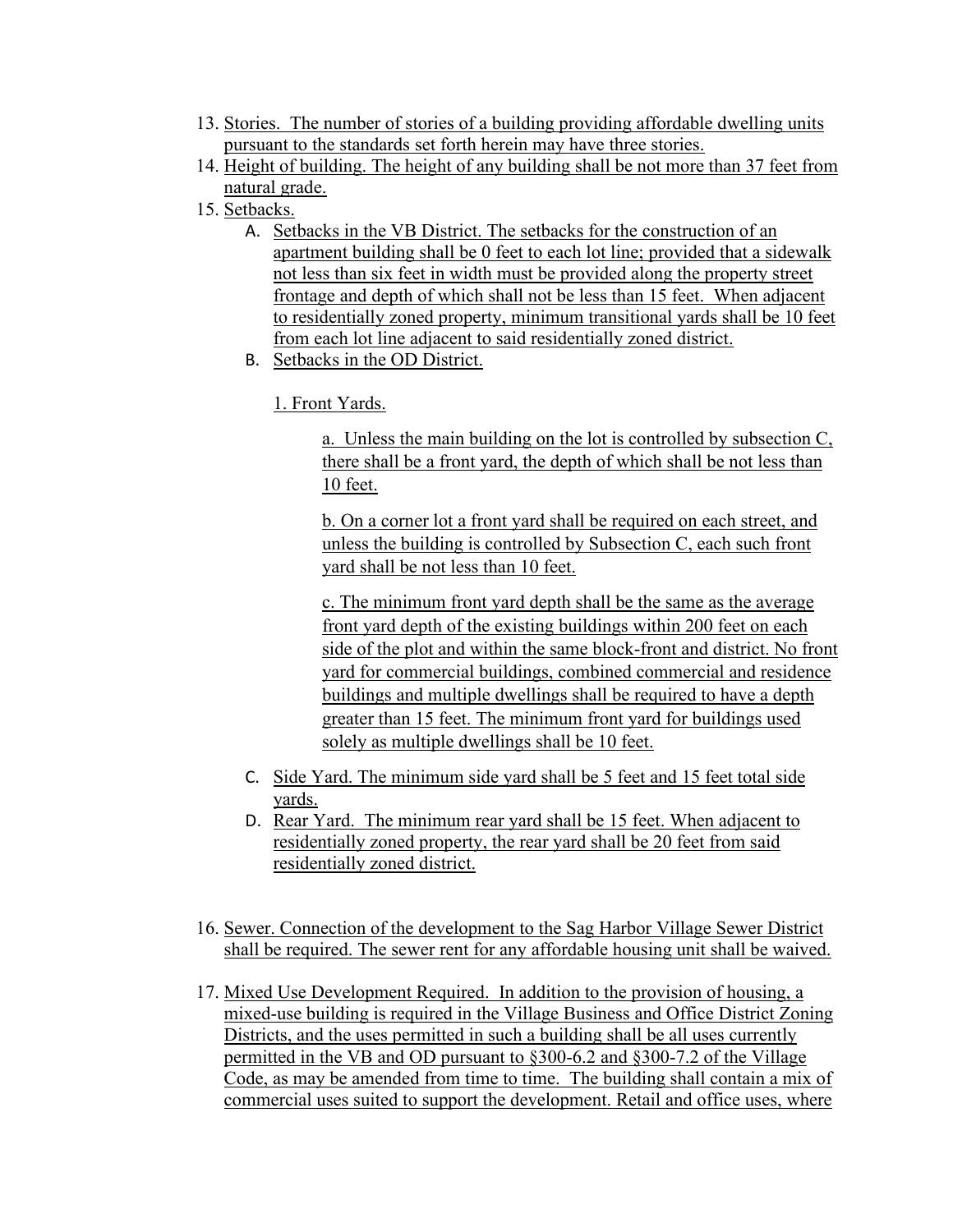13. Stories. The number of stories of a building providing affordable dwelling units pursuant to the standards set forth herein may have three stories.
14. Height of building. The height of any building shall be not more than 37 feet from natural grade.
15. Setbacks.
    - A. Setbacks in the VB District. The setbacks for the construction of an apartment building shall be 0 feet to each lot line; provided that a sidewalk not less than six feet in width must be provided along the property street frontage and depth of which shall not be less than 15 feet. When adjacent to residentially zoned property, minimum transitional yards shall be 10 feet from each lot line adjacent to said residentially zoned district.
    - B. Setbacks in the OD District.

      1. Front Yards.

         a. Unless the main building on the lot is controlled by subsection C, there shall be a front yard, the depth of which shall be not less than 10 feet.

         b. On a corner lot a front yard shall be required on each street, and unless the building is controlled by Subsection C, each such front yard shall be not less than 10 feet.

         c. The minimum front yard depth shall be the same as the average front yard depth of the existing buildings within 200 feet on each side of the plot and within the same block-front and district. No front yard for commercial buildings, combined commercial and residence buildings and multiple dwellings shall be required to have a depth greater than 15 feet. The minimum front yard for buildings used solely as multiple dwellings shall be 10 feet.

    - C. Side Yard. The minimum side yard shall be 5 feet and 15 feet total side yards.
    - D. Rear Yard. The minimum rear yard shall be 15 feet. When adjacent to residentially zoned property, the rear yard shall be 20 feet from said residentially zoned district.

16. Sewer. Connection of the development to the Sag Harbor Village Sewer District shall be required. The sewer rent for any affordable housing unit shall be waived.

17. Mixed Use Development Required. In addition to the provision of housing, a mixed-use building is required in the Village Business and Office District Zoning Districts, and the uses permitted in such a building shall be all uses currently permitted in the VB and OD pursuant to §300-6.2 and §300-7.2 of the Village Code, as may be amended from time to time. The building shall contain a mix of commercial uses suited to support the development. Retail and office uses, where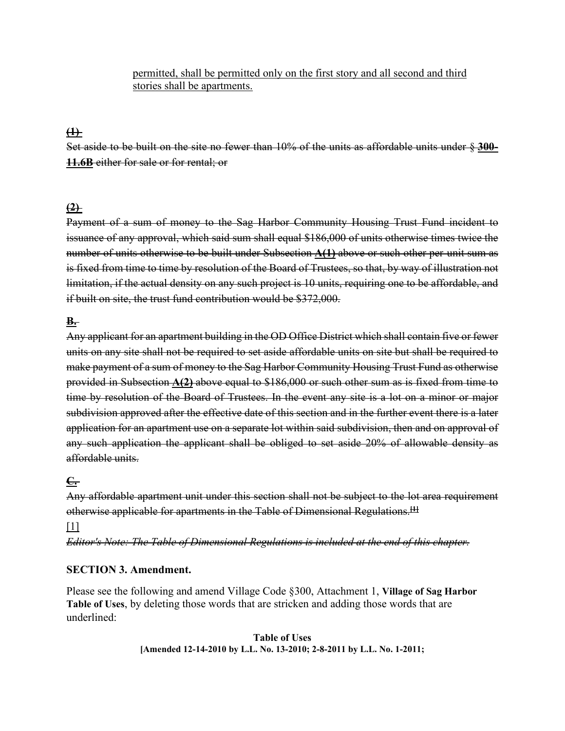<u>permitted, shall be permitted only on the first story and all second and third stories shall be apartments.</u>

~~**(1)**~~

~~Set aside to be built on the site no fewer than 10% of the units as affordable units under § **300-11.6B** either for sale or for rental; or~~

~~**(2)**~~

~~Payment of a sum of money to the Sag Harbor Community Housing Trust Fund incident to issuance of any approval, which said sum shall equal $186,000 of units otherwise times twice the number of units otherwise to be built under Subsection **A(1)** above or such other per-unit sum as is fixed from time to time by resolution of the Board of Trustees, so that, by way of illustration not limitation, if the actual density on any such project is 10 units, requiring one to be affordable, and if built on site, the trust fund contribution would be $372,000.~~

~~**B.**~~

~~Any applicant for an apartment building in the OD Office District which shall contain five or fewer units on any site shall not be required to set aside affordable units on site but shall be required to make payment of a sum of money to the Sag Harbor Community Housing Trust Fund as otherwise provided in Subsection **A(2)** above equal to $186,000 or such other sum as is fixed from time to time by resolution of the Board of Trustees. In the event any site is a lot on a minor or major subdivision approved after the effective date of this section and in the further event there is a later application for an apartment use on a separate lot within said subdivision, then and on approval of any such application the applicant shall be obliged to set aside 20% of allowable density as affordable units.~~

~~**C.**~~

~~Any affordable apartment unit under this section shall not be subject to the lot area requirement otherwise applicable for apartments in the Table of Dimensional Regulations.[1]~~

[1]

~~*Editor's Note: The Table of Dimensional Regulations is included at the end of this chapter.*~~

**SECTION 3. Amendment.**

Please see the following and amend Village Code §300, Attachment 1, **Village of Sag Harbor Table of Uses**, by deleting those words that are stricken and adding those words that are underlined:

**Table of Uses**

**[Amended 12-14-2010 by L.L. No. 13-2010; 2-8-2011 by L.L. No. 1-2011;**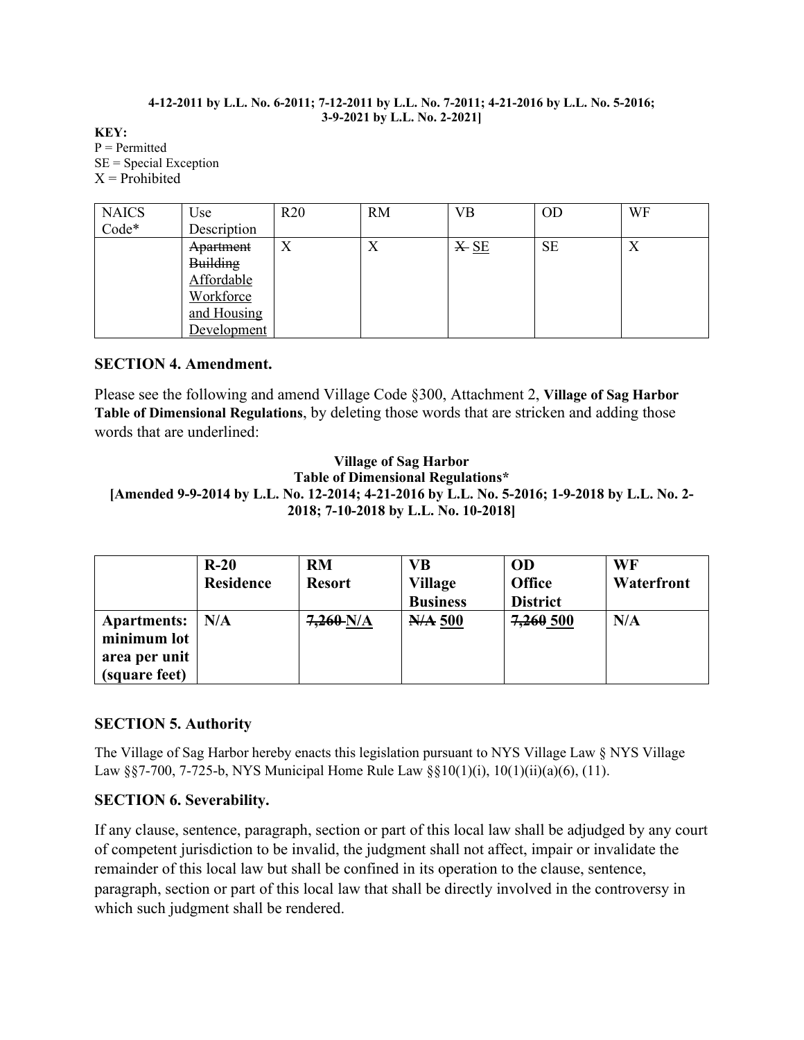**4-12-2011 by L.L. No. 6-2011; 7-12-2011 by L.L. No. 7-2011; 4-21-2016 by L.L. No. 5-2016; 3-9-2021 by L.L. No. 2-2021]**

**KEY:**
P = Permitted
SE = Special Exception
X = Prohibited

| NAICS Code* | Use Description | R20 | RM | VB | OD | WF |
|---|---|---|---|---|---|---|
| | ~~Apartment Building~~ <u>Affordable Workforce and Housing Development</u> | X | X | ~~X~~ <u>SE</u> | SE | X |

## SECTION 4. Amendment.

Please see the following and amend Village Code §300, Attachment 2, **Village of Sag Harbor Table of Dimensional Regulations**, by deleting those words that are stricken and adding those words that are underlined:

**Village of Sag Harbor**
**Table of Dimensional Regulations***
**[Amended 9-9-2014 by L.L. No. 12-2014; 4-21-2016 by L.L. No. 5-2016; 1-9-2018 by L.L. No. 2-2018; 7-10-2018 by L.L. No. 10-2018]**

| | R-20 Residence | RM Resort | VB Village Business | OD Office District | WF Waterfront |
|---|---|---|---|---|---|
| **Apartments: minimum lot area per unit (square feet)** | **N/A** | **~~7,260~~ <u>N/A</u>** | **~~N/A~~ <u>500</u>** | **~~7,260~~ <u>500</u>** | **N/A** |

## SECTION 5. Authority

The Village of Sag Harbor hereby enacts this legislation pursuant to NYS Village Law § NYS Village Law §§7-700, 7-725-b, NYS Municipal Home Rule Law §§10(1)(i), 10(1)(ii)(a)(6), (11).

## SECTION 6. Severability.

If any clause, sentence, paragraph, section or part of this local law shall be adjudged by any court of competent jurisdiction to be invalid, the judgment shall not affect, impair or invalidate the remainder of this local law but shall be confined in its operation to the clause, sentence, paragraph, section or part of this local law that shall be directly involved in the controversy in which such judgment shall be rendered.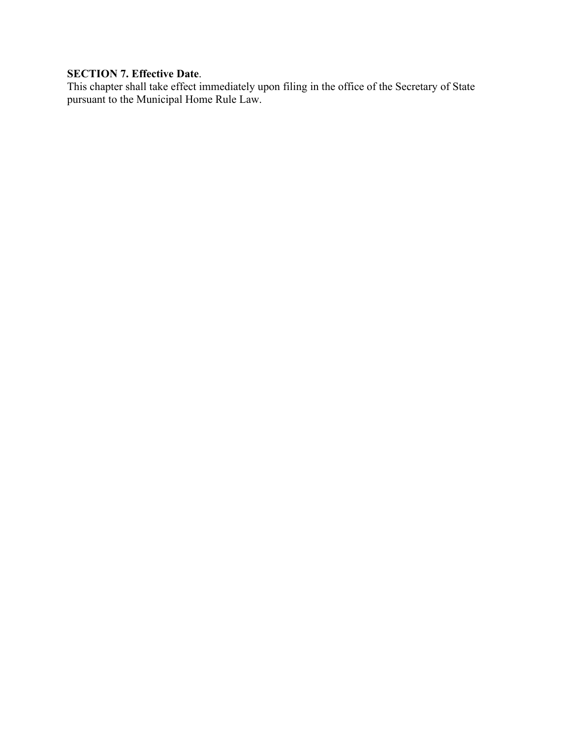**SECTION 7. Effective Date**.
This chapter shall take effect immediately upon filing in the office of the Secretary of State pursuant to the Municipal Home Rule Law.